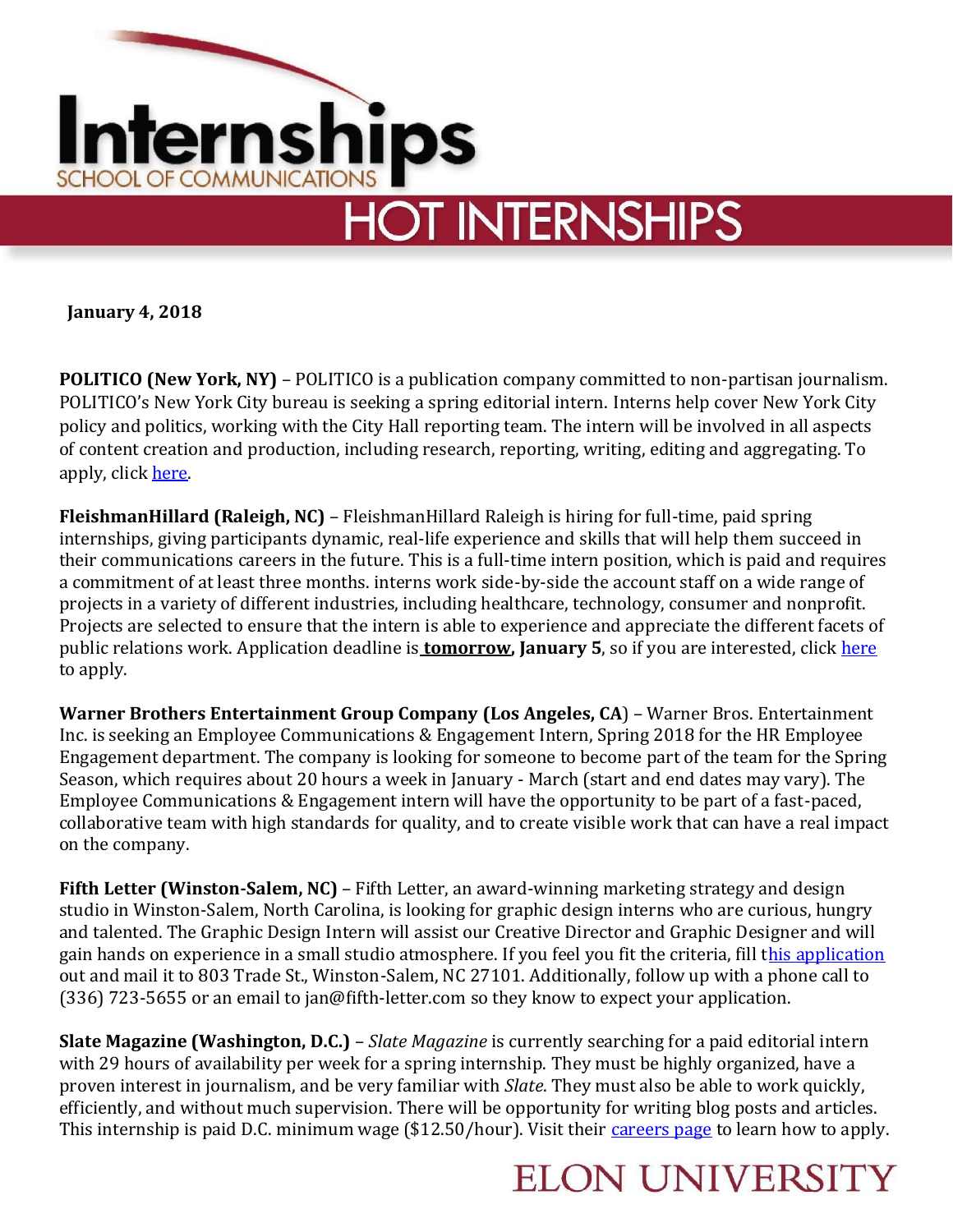# Internships

SCHOOL OF COMMUNICATIONS

## HOT INTERNSHIPS

**January 4, 2018**

**POLITICO (New York, NY)** – POLITICO is a publication company committed to non-partisan journalism. POLITICO's New York City bureau is seeking a spring editorial intern. Interns help cover New York City policy and politics, working with the City Hall reporting team. The intern will be involved in all aspects of content creation and production, including research, reporting, writing, editing and aggregating. To apply, click here.

**FleishmanHillard (Raleigh, NC)** – FleishmanHillard Raleigh is hiring for full-time, paid spring internships, giving participants dynamic, real-life experience and skills that will help them succeed in their communications careers in the future. This is a full-time intern position, which is paid and requires a commitment of at least three months. interns work side-by-side the account staff on a wide range of projects in a variety of different industries, including healthcare, technology, consumer and nonprofit. Projects are selected to ensure that the intern is able to experience and appreciate the different facets of public relations work. Application deadline is **tomorrow, January 5**, so if you are interested, click here to apply.

**Warner Brothers Entertainment Group Company (Los Angeles, CA)** – Warner Bros. Entertainment Inc. is seeking an Employee Communications & Engagement Intern, Spring 2018 for the HR Employee Engagement department. The company is looking for someone to become part of the team for the Spring Season, which requires about 20 hours a week in January - March (start and end dates may vary). The Employee Communications & Engagement intern will have the opportunity to be part of a fast-paced, collaborative team with high standards for quality, and to create visible work that can have a real impact on the company.

**Fifth Letter (Winston-Salem, NC)** – Fifth Letter, an award-winning marketing strategy and design studio in Winston-Salem, North Carolina, is looking for graphic design interns who are curious, hungry and talented. The Graphic Design Intern will assist our Creative Director and Graphic Designer and will gain hands on experience in a small studio atmosphere. If you feel you fit the criteria, fill this application out and mail it to 803 Trade St., Winston-Salem, NC 27101. Additionally, follow up with a phone call to (336) 723-5655 or an email to jan@fifth-letter.com so they know to expect your application.

**Slate Magazine (Washington, D.C.)** – *Slate Magazine* is currently searching for a paid editorial intern with 29 hours of availability per week for a spring internship. They must be highly organized, have a proven interest in journalism, and be very familiar with *Slate*. They must also be able to work quickly, efficiently, and without much supervision. There will be opportunity for writing blog posts and articles. This internship is paid D.C. minimum wage ($12.50/hour). Visit their careers page to learn how to apply.

ELON UNIVERSITY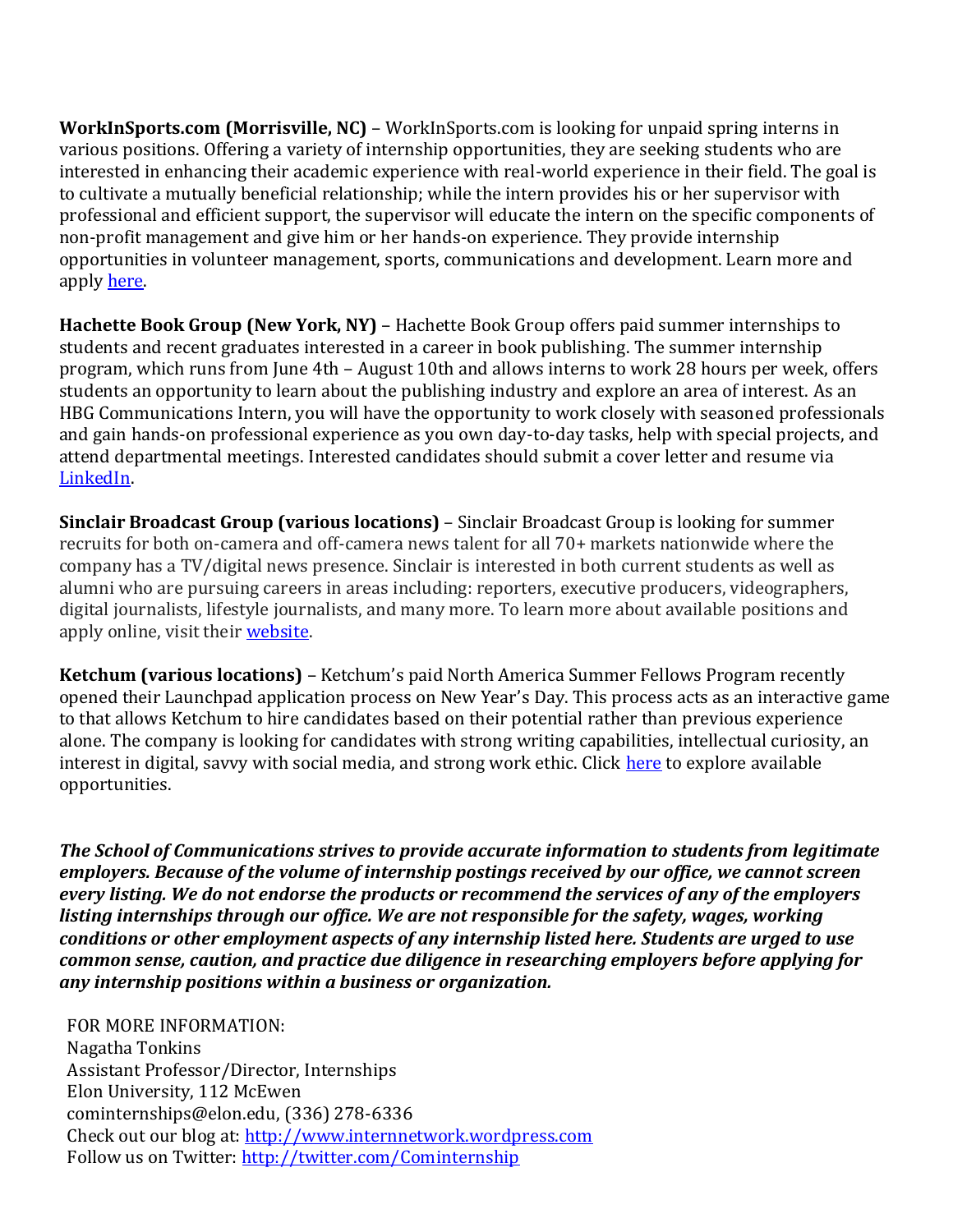**WorkInSports.com (Morrisville, NC)** – WorkInSports.com is looking for unpaid spring interns in various positions. Offering a variety of internship opportunities, they are seeking students who are interested in enhancing their academic experience with real-world experience in their field. The goal is to cultivate a mutually beneficial relationship; while the intern provides his or her supervisor with professional and efficient support, the supervisor will educate the intern on the specific components of non-profit management and give him or her hands-on experience. They provide internship opportunities in volunteer management, sports, communications and development. Learn more and apply here.

**Hachette Book Group (New York, NY)** – Hachette Book Group offers paid summer internships to students and recent graduates interested in a career in book publishing. The summer internship program, which runs from June 4th – August 10th and allows interns to work 28 hours per week, offers students an opportunity to learn about the publishing industry and explore an area of interest. As an HBG Communications Intern, you will have the opportunity to work closely with seasoned professionals and gain hands-on professional experience as you own day-to-day tasks, help with special projects, and attend departmental meetings. Interested candidates should submit a cover letter and resume via LinkedIn.

**Sinclair Broadcast Group (various locations)** – Sinclair Broadcast Group is looking for summer recruits for both on-camera and off-camera news talent for all 70+ markets nationwide where the company has a TV/digital news presence. Sinclair is interested in both current students as well as alumni who are pursuing careers in areas including: reporters, executive producers, videographers, digital journalists, lifestyle journalists, and many more. To learn more about available positions and apply online, visit their website.

**Ketchum (various locations)** – Ketchum's paid North America Summer Fellows Program recently opened their Launchpad application process on New Year's Day. This process acts as an interactive game to that allows Ketchum to hire candidates based on their potential rather than previous experience alone. The company is looking for candidates with strong writing capabilities, intellectual curiosity, an interest in digital, savvy with social media, and strong work ethic. Click here to explore available opportunities.

***The School of Communications strives to provide accurate information to students from legitimate employers. Because of the volume of internship postings received by our office, we cannot screen every listing. We do not endorse the products or recommend the services of any of the employers listing internships through our office. We are not responsible for the safety, wages, working conditions or other employment aspects of any internship listed here. Students are urged to use common sense, caution, and practice due diligence in researching employers before applying for any internship positions within a business or organization.***

FOR MORE INFORMATION:
Nagatha Tonkins
Assistant Professor/Director, Internships
Elon University, 112 McEwen
cominternships@elon.edu, (336) 278-6336
Check out our blog at: http://www.internnetwork.wordpress.com
Follow us on Twitter: http://twitter.com/Cominternship